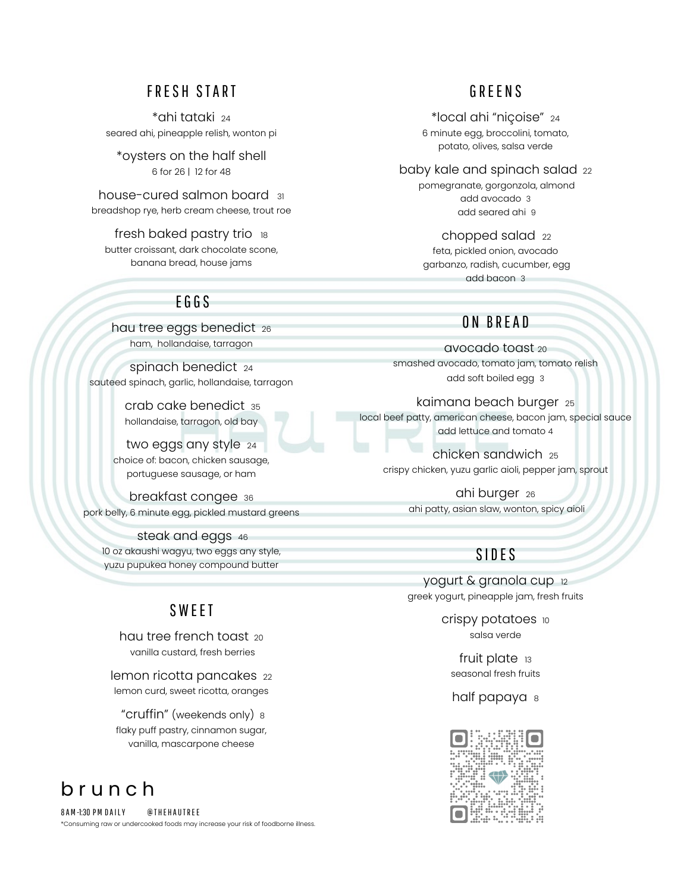## FRESH START

*ahi tataki 24
seared ahi, pineapple relish, wonton pi

*oysters on the half shell
6 for 26 | 12 for 48

house-cured salmon board 31
breadshop rye, herb cream cheese, trout roe

fresh baked pastry trio 18
butter croissant, dark chocolate scone, banana bread, house jams

## EGGS

hau tree eggs benedict 26
ham, hollandaise, tarragon

spinach benedict 24
sauteed spinach, garlic, hollandaise, tarragon

crab cake benedict 35
hollandaise, tarragon, old bay

two eggs any style 24
choice of: bacon, chicken sausage, portuguese sausage, or ham

breakfast congee 36
pork belly, 6 minute egg, pickled mustard greens

steak and eggs 46
10 oz akaushi wagyu, two eggs any style, yuzu pupukea honey compound butter

## SWEET

hau tree french toast 20
vanilla custard, fresh berries

lemon ricotta pancakes 22
lemon curd, sweet ricotta, oranges

"cruffin" (weekends only) 8
flaky puff pastry, cinnamon sugar, vanilla, mascarpone cheese

## GREENS

*local ahi "niçoise" 24
6 minute egg, broccolini, tomato, potato, olives, salsa verde

baby kale and spinach salad 22
pomegranate, gorgonzola, almond
add avocado 3
add seared ahi 9

chopped salad 22
feta, pickled onion, avocado garbanzo, radish, cucumber, egg
add bacon 3

## ON BREAD

avocado toast 20
smashed avocado, tomato jam, tomato relish
add soft boiled egg 3

kaimana beach burger 25
local beef patty, american cheese, bacon jam, special sauce
add lettuce and tomato 4

chicken sandwich 25
crispy chicken, yuzu garlic aioli, pepper jam, sprout

ahi burger 26
ahi patty, asian slaw, wonton, spicy aioli

## SIDES

yogurt & granola cup 12
greek yogurt, pineapple jam, fresh fruits

crispy potatoes 10
salsa verde

fruit plate 13
seasonal fresh fruits

half papaya 8

# brunch

8AM-1:30 PM DAILY @THEHAUTREE

*Consuming raw or undercooked foods may increase your risk of foodborne illness.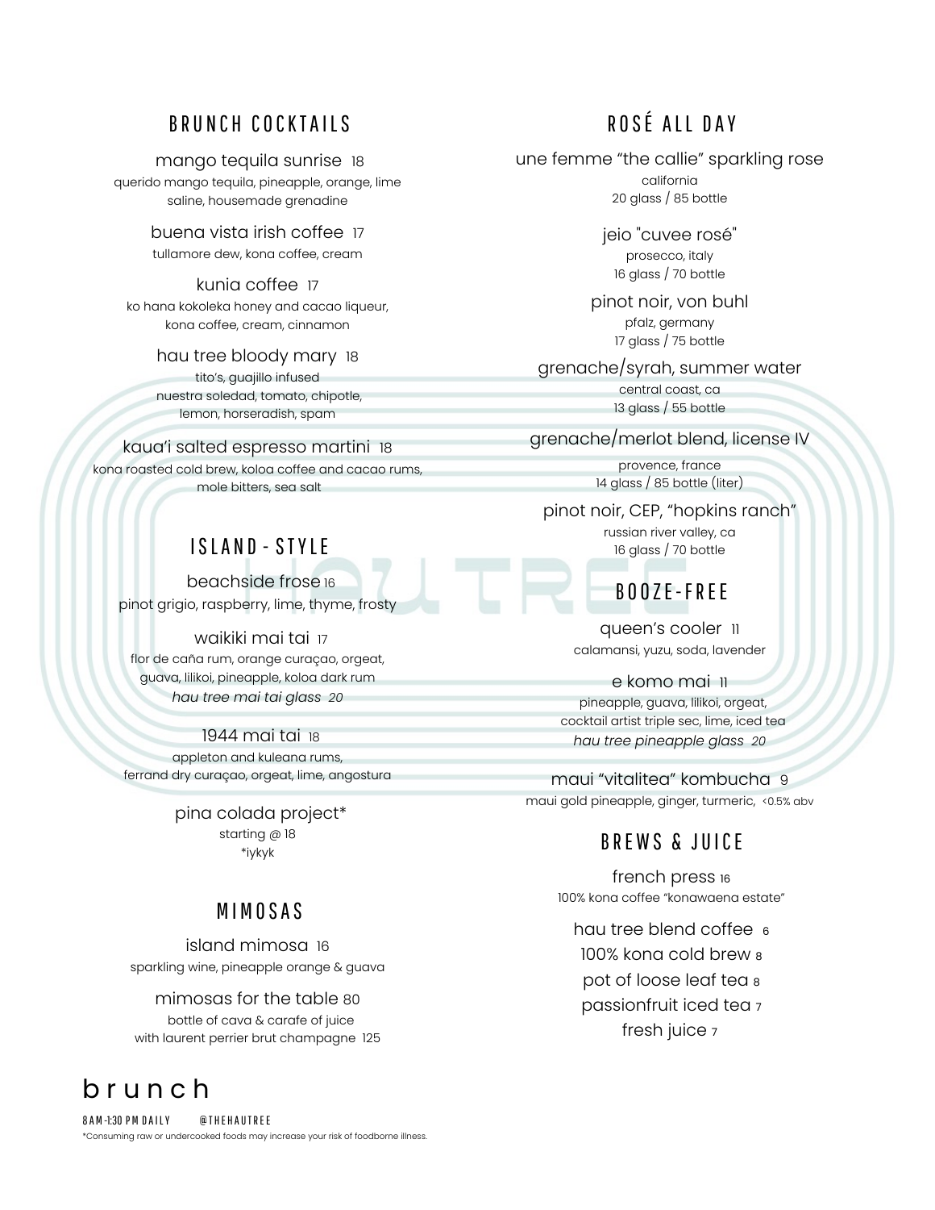## BRUNCH COCKTAILS

mango tequila sunrise 18
querido mango tequila, pineapple, orange, lime
saline, housemade grenadine

buena vista irish coffee 17
tullamore dew, kona coffee, cream

kunia coffee 17
ko hana kokoleka honey and cacao liqueur,
kona coffee, cream, cinnamon

hau tree bloody mary 18
tito's, guajillo infused
nuestra soledad, tomato, chipotle,
lemon, horseradish, spam

kaua'i salted espresso martini 18
kona roasted cold brew, koloa coffee and cacao rums,
mole bitters, sea salt

## ISLAND-STYLE

beachside frose 16
pinot grigio, raspberry, lime, thyme, frosty

waikiki mai tai 17
flor de caña rum, orange curaçao, orgeat,
guava, lilikoi, pineapple, koloa dark rum
*hau tree mai tai glass 20*

1944 mai tai 18
appleton and kuleana rums,
ferrand dry curaçao, orgeat, lime, angostura

pina colada project*
starting @ 18
*iykyk

## MIMOSAS

island mimosa 16
sparkling wine, pineapple orange & guava

mimosas for the table 80
bottle of cava & carafe of juice
with laurent perrier brut champagne 125

## ROSÉ ALL DAY

une femme "the callie" sparkling rose
california
20 glass / 85 bottle

jeio "cuvee rosé"
prosecco, italy
16 glass / 70 bottle

pinot noir, von buhl
pfalz, germany
17 glass / 75 bottle

grenache/syrah, summer water
central coast, ca
13 glass / 55 bottle

grenache/merlot blend, license IV
provence, france
14 glass / 85 bottle (liter)

pinot noir, CEP, "hopkins ranch"
russian river valley, ca
16 glass / 70 bottle

## BOOZE-FREE

queen's cooler 11
calamansi, yuzu, soda, lavender

e komo mai 11
pineapple, guava, lilikoi, orgeat,
cocktail artist triple sec, lime, iced tea
*hau tree pineapple glass 20*

maui "vitalitea" kombucha 9
maui gold pineapple, ginger, turmeric, <0.5% abv

## BREWS & JUICE

french press 16
100% kona coffee "konawaena estate"

hau tree blend coffee 6
100% kona cold brew 8
pot of loose leaf tea 8
passionfruit iced tea 7
fresh juice 7

# brunch

8AM-1:30 PM DAILY @THEHAUTREE

*Consuming raw or undercooked foods may increase your risk of foodborne illness.